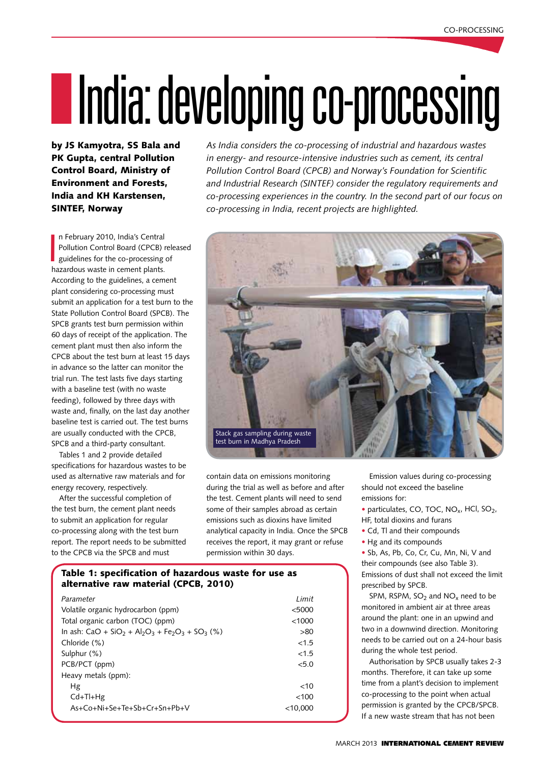# India: developing co-processing

**by JS Kamyotra, SS Bala and PK Gupta, central Pollution Control Board, Ministry of Environment and Forests, India and KH Karstensen, SINTEF, Norway**

*As India considers the co-processing of industrial and hazardous wastes in energy- and resource-intensive industries such as cement, its central Pollution Control Board (CPCB) and Norway's Foundation for Scientific and Industrial Research (SINTEF) consider the regulatory requirements and co-processing experiences in the country. In the second part of our focus on co-processing in India, recent projects are highlighted.*

In February 2010, India's Central Pollution Control Board (CPCB) released guidelines for the co-processing of hazardous waste in cement plants. According to the guidelines, a cement plant considering co-processing must submit an application for a test burn to the State Pollution Control Board (SPCB). The SPCB grants test burn permission within 60 days of receipt of the application. The cement plant must then also inform the CPCB about the test burn at least 15 days in advance so the latter can monitor the trial run. The test lasts five days starting with a baseline test (with no waste feeding), followed by three days with waste and, finally, on the last day another baseline test is carried out. The test burns are usually conducted with the CPCB, SPCB and a third-party consultant.

Tables 1 and 2 provide detailed specifications for hazardous wastes to be used as alternative raw materials and for energy recovery, respectively.

After the successful completion of the test burn, the cement plant needs to submit an application for regular co-processing along with the test burn report. The report needs to be submitted to the CPCB via the SPCB and must contain data on emissions monitoring during the trial as well as before and after the test. Cement plants will need to send some of their samples abroad as certain emissions such as dioxins have limited analytical capacity in India. Once the SPCB receives the report, it may grant or refuse permission within 30 days.

Stack gas sampling during waste test burn in Madhya Pradesh

**Table 1: specification of hazardous waste for use as alternative raw material (CPCB, 2010)**

| Parameter | Limit |
|---|---|
| Volatile organic hydrocarbon (ppm) | <5000 |
| Total organic carbon (TOC) (ppm) | <1000 |
| In ash: $CaO + SiO_2 + Al_2O_3 + Fe_2O_3 + SO_3$ (%) | >80 |
| Chloride (%) | <1.5 |
| Sulphur (%) | <1.5 |
| PCB/PCT (ppm) | <5.0 |
| Heavy metals (ppm): | |
| Hg | <10 |
| Cd+Tl+Hg | <100 |
| As+Co+Ni+Se+Te+Sb+Cr+Sn+Pb+V | <10,000 |

Emission values during co-processing should not exceed the baseline emissions for:

- particulates, CO, TOC, $NO_x$, HCl, $SO_2$, HF, total dioxins and furans
- Cd, Tl and their compounds
- Hg and its compounds
- Sb, As, Pb, Co, Cr, Cu, Mn, Ni, V and their compounds (see also Table 3).

Emissions of dust shall not exceed the limit prescribed by SPCB.

SPM, RSPM, $SO_2$ and $NO_x$ need to be monitored in ambient air at three areas around the plant: one in an upwind and two in a downwind direction. Monitoring needs to be carried out on a 24-hour basis during the whole test period.

Authorisation by SPCB usually takes 2-3 months. Therefore, it can take up some time from a plant's decision to implement co-processing to the point when actual permission is granted by the CPCB/SPCB. If a new waste stream that has not been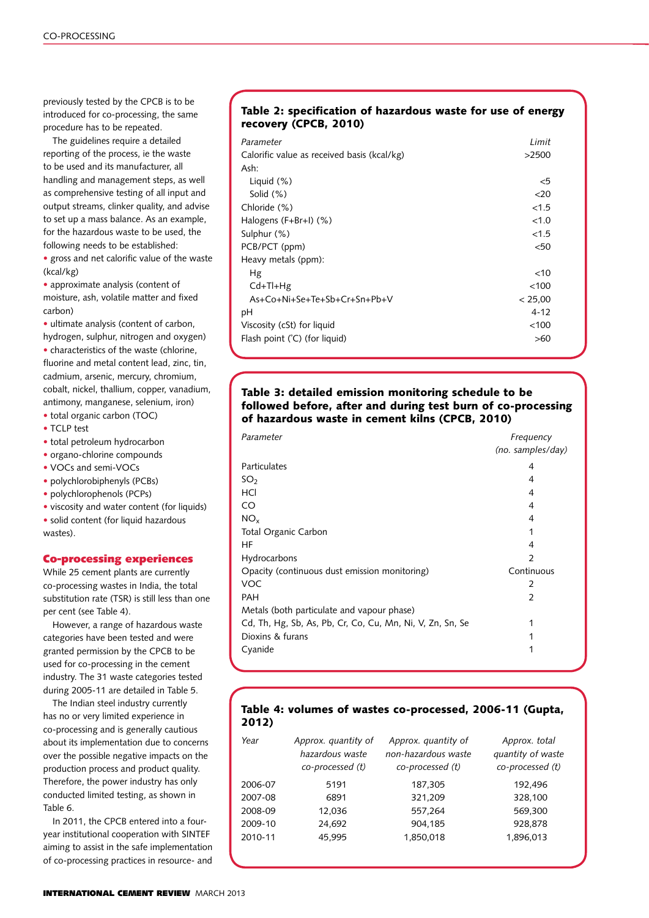previously tested by the CPCB is to be introduced for co-processing, the same procedure has to be repeated.

The guidelines require a detailed reporting of the process, ie the waste to be used and its manufacturer, all handling and management steps, as well as comprehensive testing of all input and output streams, clinker quality, and advise to set up a mass balance. As an example, for the hazardous waste to be used, the following needs to be established:

- gross and net calorific value of the waste (kcal/kg)
- approximate analysis (content of moisture, ash, volatile matter and fixed carbon)
- ultimate analysis (content of carbon, hydrogen, sulphur, nitrogen and oxygen)
- characteristics of the waste (chlorine, fluorine and metal content lead, zinc, tin, cadmium, arsenic, mercury, chromium, cobalt, nickel, thallium, copper, vanadium, antimony, manganese, selenium, iron)
- total organic carbon (TOC)
- TCLP test
- total petroleum hydrocarbon
- organo-chlorine compounds
- VOCs and semi-VOCs
- polychlorobiphenyls (PCBs)
- polychlorophenols (PCPs)
- viscosity and water content (for liquids)
- solid content (for liquid hazardous wastes).

## Co-processing experiences

While 25 cement plants are currently co-processing wastes in India, the total substitution rate (TSR) is still less than one per cent (see Table 4).

However, a range of hazardous waste categories have been tested and were granted permission by the CPCB to be used for co-processing in the cement industry. The 31 waste categories tested during 2005-11 are detailed in Table 5.

The Indian steel industry currently has no or very limited experience in co-processing and is generally cautious about its implementation due to concerns over the possible negative impacts on the production process and product quality. Therefore, the power industry has only conducted limited testing, as shown in Table 6.

In 2011, the CPCB entered into a four-year institutional cooperation with SINTEF aiming to assist in the safe implementation of co-processing practices in resource- and

**Table 2: specification of hazardous waste for use of energy recovery (CPCB, 2010)**

| *Parameter* | *Limit* |
|---|---|
| Calorific value as received basis (kcal/kg) | >2500 |
| Ash: | |
| Liquid (%) | <5 |
| Solid (%) | <20 |
| Chloride (%) | <1.5 |
| Halogens (F+Br+I) (%) | <1.0 |
| Sulphur (%) | <1.5 |
| PCB/PCT (ppm) | <50 |
| Heavy metals (ppm): | |
| Hg | <10 |
| Cd+Tl+Hg | <100 |
| As+Co+Ni+Se+Te+Sb+Cr+Sn+Pb+V | < 25,00 |
| pH | 4-12 |
| Viscosity (cSt) for liquid | <100 |
| Flash point (°C) (for liquid) | >60 |

**Table 3: detailed emission monitoring schedule to be followed before, after and during test burn of co-processing of hazardous waste in cement kilns (CPCB, 2010)**

| *Parameter* | *Frequency (no. samples/day)* |
|---|---|
| Particulates | 4 |
| $SO_2$ | 4 |
| HCl | 4 |
| CO | 4 |
| $NO_x$ | 4 |
| Total Organic Carbon | 1 |
| HF | 4 |
| Hydrocarbons | 2 |
| Opacity (continuous dust emission monitoring) | Continuous |
| VOC | 2 |
| PAH | 2 |
| Metals (both particulate and vapour phase) | |
| Cd, Th, Hg, Sb, As, Pb, Cr, Co, Cu, Mn, Ni, V, Zn, Sn, Se | 1 |
| Dioxins & furans | 1 |
| Cyanide | 1 |

**Table 4: volumes of wastes co-processed, 2006-11 (Gupta, 2012)**

| *Year* | *Approx. quantity of hazardous waste co-processed (t)* | *Approx. quantity of non-hazardous waste co-processed (t)* | *Approx. total quantity of waste co-processed (t)* |
|---|---|---|---|
| 2006-07 | 5191 | 187,305 | 192,496 |
| 2007-08 | 6891 | 321,209 | 328,100 |
| 2008-09 | 12,036 | 557,264 | 569,300 |
| 2009-10 | 24,692 | 904,185 | 928,878 |
| 2010-11 | 45,995 | 1,850,018 | 1,896,013 |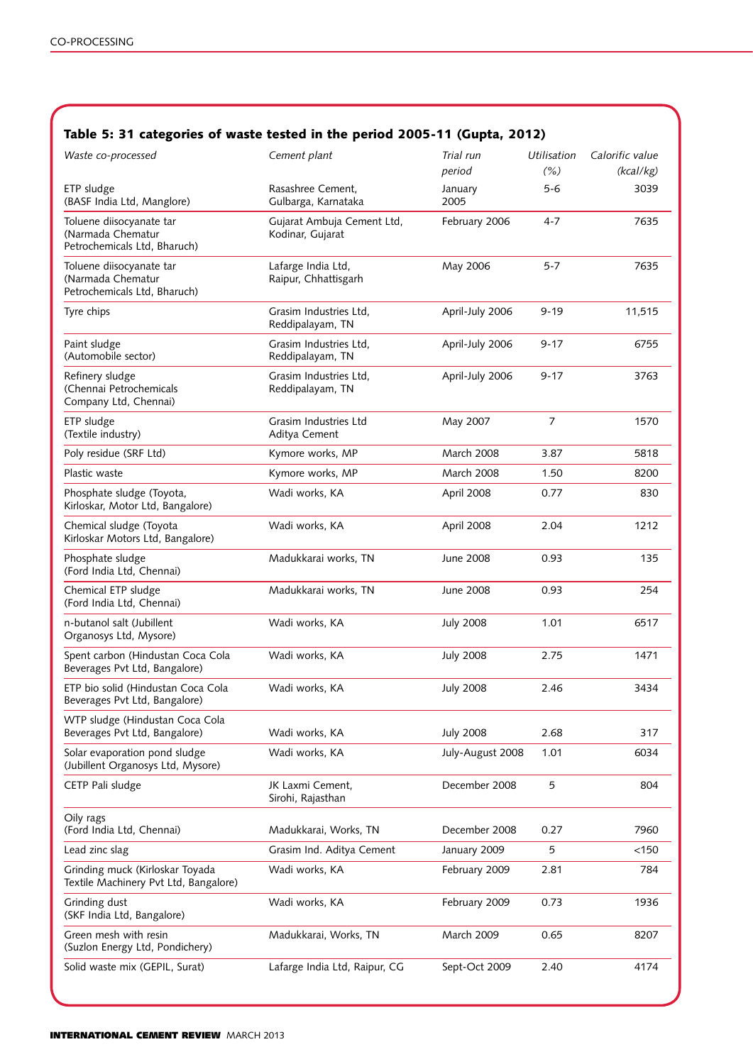**Table 5: 31 categories of waste tested in the period 2005-11 (Gupta, 2012)**

| *Waste co-processed* | *Cement plant* | *Trial run period* | *Utilisation (%)* | *Calorific value (kcal/kg)* |
|---|---|---|---|---|
| ETP sludge (BASF India Ltd, Manglore) | Rasashree Cement, Gulbarga, Karnataka | January 2005 | 5-6 | 3039 |
| Toluene diisocyanate tar (Narmada Chematur Petrochemicals Ltd, Bharuch) | Gujarat Ambuja Cement Ltd, Kodinar, Gujarat | February 2006 | 4-7 | 7635 |
| Toluene diisocyanate tar (Narmada Chematur Petrochemicals Ltd, Bharuch) | Lafarge India Ltd, Raipur, Chhattisgarh | May 2006 | 5-7 | 7635 |
| Tyre chips | Grasim Industries Ltd, Reddipalayam, TN | April-July 2006 | 9-19 | 11,515 |
| Paint sludge (Automobile sector) | Grasim Industries Ltd, Reddipalayam, TN | April-July 2006 | 9-17 | 6755 |
| Refinery sludge (Chennai Petrochemicals Company Ltd, Chennai) | Grasim Industries Ltd, Reddipalayam, TN | April-July 2006 | 9-17 | 3763 |
| ETP sludge (Textile industry) | Grasim Industries Ltd Aditya Cement | May 2007 | 7 | 1570 |
| Poly residue (SRF Ltd) | Kymore works, MP | March 2008 | 3.87 | 5818 |
| Plastic waste | Kymore works, MP | March 2008 | 1.50 | 8200 |
| Phosphate sludge (Toyota, Kirloskar, Motor Ltd, Bangalore) | Wadi works, KA | April 2008 | 0.77 | 830 |
| Chemical sludge (Toyota Kirloskar Motors Ltd, Bangalore) | Wadi works, KA | April 2008 | 2.04 | 1212 |
| Phosphate sludge (Ford India Ltd, Chennai) | Madukkarai works, TN | June 2008 | 0.93 | 135 |
| Chemical ETP sludge (Ford India Ltd, Chennai) | Madukkarai works, TN | June 2008 | 0.93 | 254 |
| n-butanol salt (Jubillent Organosys Ltd, Mysore) | Wadi works, KA | July 2008 | 1.01 | 6517 |
| Spent carbon (Hindustan Coca Cola Beverages Pvt Ltd, Bangalore) | Wadi works, KA | July 2008 | 2.75 | 1471 |
| ETP bio solid (Hindustan Coca Cola Beverages Pvt Ltd, Bangalore) | Wadi works, KA | July 2008 | 2.46 | 3434 |
| WTP sludge (Hindustan Coca Cola Beverages Pvt Ltd, Bangalore) | Wadi works, KA | July 2008 | 2.68 | 317 |
| Solar evaporation pond sludge (Jubillent Organosys Ltd, Mysore) | Wadi works, KA | July-August 2008 | 1.01 | 6034 |
| CETP Pali sludge | JK Laxmi Cement, Sirohi, Rajasthan | December 2008 | 5 | 804 |
| Oily rags (Ford India Ltd, Chennai) | Madukkarai, Works, TN | December 2008 | 0.27 | 7960 |
| Lead zinc slag | Grasim Ind. Aditya Cement | January 2009 | 5 | <150 |
| Grinding muck (Kirloskar Toyada Textile Machinery Pvt Ltd, Bangalore) | Wadi works, KA | February 2009 | 2.81 | 784 |
| Grinding dust (SKF India Ltd, Bangalore) | Wadi works, KA | February 2009 | 0.73 | 1936 |
| Green mesh with resin (Suzlon Energy Ltd, Pondichery) | Madukkarai, Works, TN | March 2009 | 0.65 | 8207 |
| Solid waste mix (GEPIL, Surat) | Lafarge India Ltd, Raipur, CG | Sept-Oct 2009 | 2.40 | 4174 |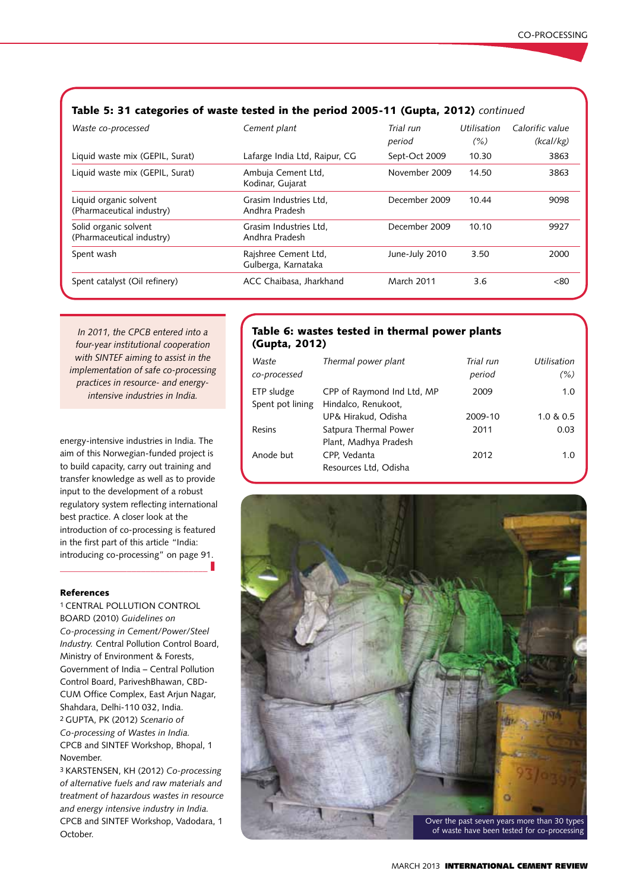**Table 5: 31 categories of waste tested in the period 2005-11 (Gupta, 2012)** *continued*

| *Waste co-processed* | *Cement plant* | *Trial run period* | *Utilisation (%)* | *Calorific value (kcal/kg)* |
|---|---|---|---|---|
| Liquid waste mix (GEPIL, Surat) | Lafarge India Ltd, Raipur, CG | Sept-Oct 2009 | 10.30 | 3863 |
| Liquid waste mix (GEPIL, Surat) | Ambuja Cement Ltd, Kodinar, Gujarat | November 2009 | 14.50 | 3863 |
| Liquid organic solvent (Pharmaceutical industry) | Grasim Industries Ltd, Andhra Pradesh | December 2009 | 10.44 | 9098 |
| Solid organic solvent (Pharmaceutical industry) | Grasim Industries Ltd, Andhra Pradesh | December 2009 | 10.10 | 9927 |
| Spent wash | Rajshree Cement Ltd, Gulberga, Karnataka | June-July 2010 | 3.50 | 2000 |
| Spent catalyst (Oil refinery) | ACC Chaibasa, Jharkhand | March 2011 | 3.6 | <80 |

*In 2011, the CPCB entered into a four-year institutional cooperation with SINTEF aiming to assist in the implementation of safe co-processing practices in resource- and energy-intensive industries in India.*

energy-intensive industries in India. The aim of this Norwegian-funded project is to build capacity, carry out training and transfer knowledge as well as to provide input to the development of a robust regulatory system reflecting international best practice. A closer look at the introduction of co-processing is featured in the first part of this article "India: introducing co-processing" on page 91.

**Table 6: wastes tested in thermal power plants (Gupta, 2012)**

| *Waste co-processed* | *Thermal power plant* | *Trial run period* | *Utilisation (%)* |
|---|---|---|---|
| ETP sludge | CPP of Raymond Ind Ltd, MP | 2009 | 1.0 |
| Spent pot lining | Hindalco, Renukoot, UP& Hirakud, Odisha | 2009-10 | 1.0 & 0.5 |
| Resins | Satpura Thermal Power Plant, Madhya Pradesh | 2011 | 0.03 |
| Anode but | CPP, Vedanta Resources Ltd, Odisha | 2012 | 1.0 |

Over the past seven years more than 30 types of waste have been tested for co-processing

#### References

[1] CENTRAL POLLUTION CONTROL BOARD (2010) *Guidelines on Co-processing in Cement/Power/Steel Industry.* Central Pollution Control Board, Ministry of Environment & Forests, Government of India – Central Pollution Control Board, PariveshBhawan, CBD-CUM Office Complex, East Arjun Nagar, Shahdara, Delhi-110 032, India.

[2] GUPTA, PK (2012) *Scenario of Co-processing of Wastes in India.* CPCB and SINTEF Workshop, Bhopal, 1 November.

[3] KARSTENSEN, KH (2012) *Co-processing of alternative fuels and raw materials and treatment of hazardous wastes in resource and energy intensive industry in India.* CPCB and SINTEF Workshop, Vadodara, 1 October.